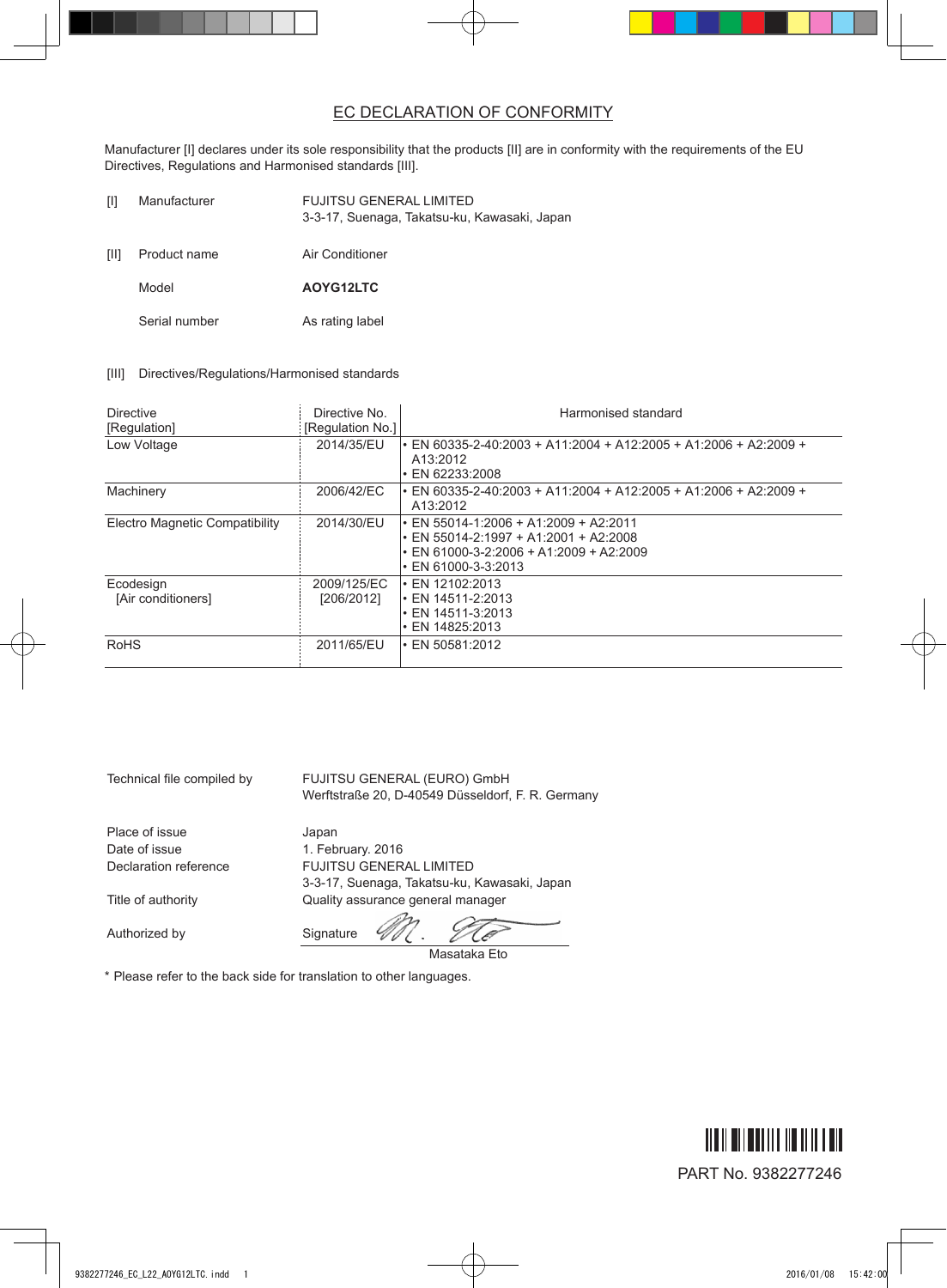# EC DECLARATION OF CONFORMITY

Manufacturer [I] declares under its sole responsibility that the products [II] are in conformity with the requirements of the EU Directives, Regulations and Harmonised standards [III].

| | | |
|---|---|---|
| [I] | Manufacturer | FUJITSU GENERAL LIMITED<br>3-3-17, Suenaga, Takatsu-ku, Kawasaki, Japan |
| [II] | Product name | Air Conditioner |
| | Model | **AOYG12LTC** |
| | Serial number | As rating label |

[III] Directives/Regulations/Harmonised standards

| Directive [Regulation] | Directive No. [Regulation No.] | Harmonised standard |
|---|---|---|
| Low Voltage | 2014/35/EU | • EN 60335-2-40:2003 + A11:2004 + A12:2005 + A1:2006 + A2:2009 + A13:2012<br>• EN 62233:2008 |
| Machinery | 2006/42/EC | • EN 60335-2-40:2003 + A11:2004 + A12:2005 + A1:2006 + A2:2009 + A13:2012 |
| Electro Magnetic Compatibility | 2014/30/EU | • EN 55014-1:2006 + A1:2009 + A2:2011<br>• EN 55014-2:1997 + A1:2001 + A2:2008<br>• EN 61000-3-2:2006 + A1:2009 + A2:2009<br>• EN 61000-3-3:2013 |
| Ecodesign [Air conditioners] | 2009/125/EC [206/2012] | • EN 12102:2013<br>• EN 14511-2:2013<br>• EN 14511-3:2013<br>• EN 14825:2013 |
| RoHS | 2011/65/EU | • EN 50581:2012 |

| | |
|---|---|
| Technical file compiled by | FUJITSU GENERAL (EURO) GmbH<br>Werftstraße 20, D-40549 Düsseldorf, F. R. Germany |
| Place of issue | Japan |
| Date of issue | 1. February. 2016 |
| Declaration reference | FUJITSU GENERAL LIMITED<br>3-3-17, Suenaga, Takatsu-ku, Kawasaki, Japan |
| Title of authority | Quality assurance general manager |
| Authorized by | Signature<br>Masataka Eto |

\* Please refer to the back side for translation to other languages.

PART No. 9382277246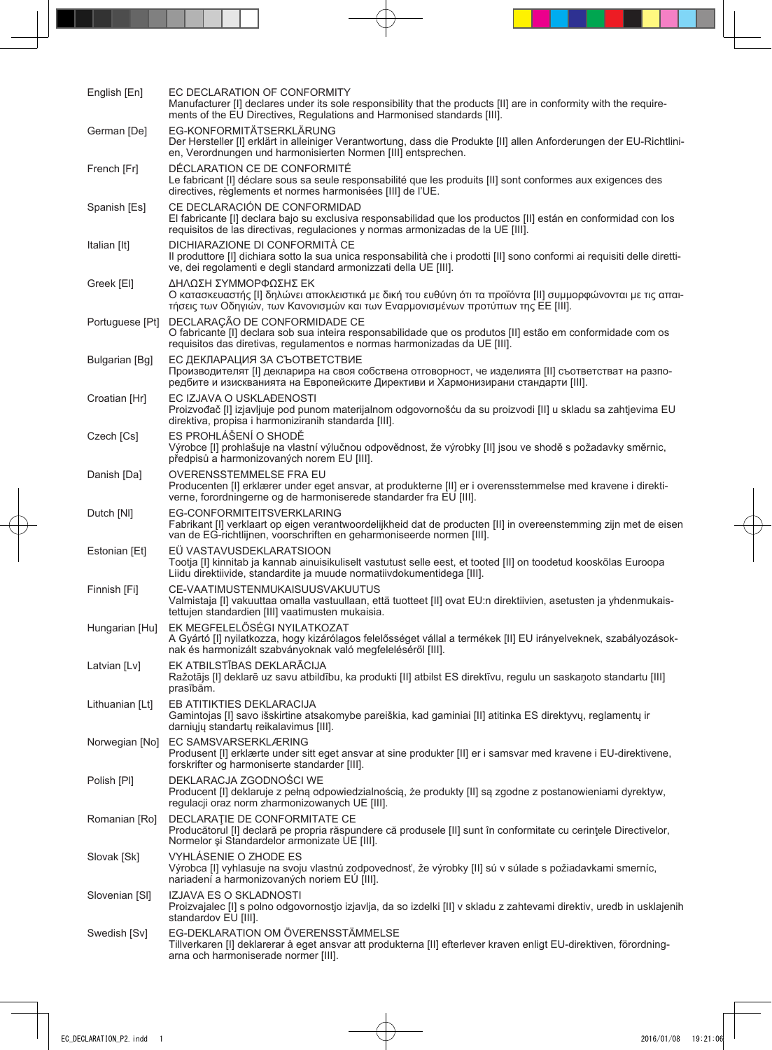| | |
|---|---|
| English [En] | EC DECLARATION OF CONFORMITY<br>Manufacturer [I] declares under its sole responsibility that the products [II] are in conformity with the requirements of the EU Directives, Regulations and Harmonised standards [III]. |
| German [De] | EG-KONFORMITÄTSERKLÄRUNG<br>Der Hersteller [I] erklärt in alleiniger Verantwortung, dass die Produkte [II] allen Anforderungen der EU-Richtlinien, Verordnungen und harmonisierten Normen [III] entsprechen. |
| French [Fr] | DÉCLARATION CE DE CONFORMITÉ<br>Le fabricant [I] déclare sous sa seule responsabilité que les produits [II] sont conformes aux exigences des directives, règlements et normes harmonisées [III] de l'UE. |
| Spanish [Es] | CE DECLARACIÓN DE CONFORMIDAD<br>El fabricante [I] declara bajo su exclusiva responsabilidad que los productos [II] están en conformidad con los requisitos de las directivas, regulaciones y normas armonizadas de la UE [III]. |
| Italian [It] | DICHIARAZIONE DI CONFORMITÀ CE<br>Il produttore [I] dichiara sotto la sua unica responsabilità che i prodotti [II] sono conformi ai requisiti delle direttive, dei regolamenti e degli standard armonizzati della UE [III]. |
| Greek [El] | ΔΗΛΩΣΗ ΣΥΜΜΟΡΦΩΣΗΣ ΕΚ<br>Ο κατασκευαστής [I] δηλώνει αποκλειστικά με δική του ευθύνη ότι τα προϊόντα [II] συμμορφώνονται με τις απαιτήσεις των Οδηγιών, των Κανονισμών και των Εναρμονισμένων προτύπων της ΕΕ [III]. |
| Portuguese [Pt] | DECLARAÇÃO DE CONFORMIDADE CE<br>O fabricante [I] declara sob sua inteira responsabilidade que os produtos [II] estão em conformidade com os requisitos das diretivas, regulamentos e normas harmonizadas da UE [III]. |
| Bulgarian [Bg] | ЕС ДЕКЛАРАЦИЯ ЗА СЪОТВЕТСТВИЕ<br>Производителят [I] декларира на своя собствена отговорност, че изделията [II] съответстват на разпоредбите и изискванията на Европейските Директиви и Хармонизирани стандарти [III]. |
| Croatian [Hr] | EC IZJAVA O USKLAĐENOSTI<br>Proizvođač [I] izjavljuje pod punom materijalnom odgovornošću da su proizvodi [II] u skladu sa zahtjevima EU direktiva, propisa i harmoniziranih standarda [III]. |
| Czech [Cs] | ES PROHLÁŠENÍ O SHODĚ<br>Výrobce [I] prohlašuje na vlastní výlučnou odpovědnost, že výrobky [II] jsou ve shodě s požadavky směrnic, předpisů a harmonizovaných norem EU [III]. |
| Danish [Da] | OVERENSSTEMMELSE FRA EU<br>Producenten [I] erklærer under eget ansvar, at produkterne [II] er i overensstemmelse med kravene i direktiverne, forordningerne og de harmoniserede standarder fra EU [III]. |
| Dutch [Nl] | EG-CONFORMITEITSVERKLARING<br>Fabrikant [I] verklaart op eigen verantwoordelijkheid dat de producten [II] in overeenstemming zijn met de eisen van de EG-richtlijnen, voorschriften en geharmoniseerde normen [III]. |
| Estonian [Et] | EÜ VASTAVUSDEKLARATSIOON<br>Tootja [I] kinnitab ja kannab ainuisikuliselt vastutust selle eest, et tooted [II] on toodetud kooskõlas Euroopa Liidu direktiivide, standardite ja muude normatiivdokumentidega [III]. |
| Finnish [Fi] | CE-VAATIMUSTENMUKAISUUSVAKUUTUS<br>Valmistaja [I] vakuuttaa omalla vastuullaan, että tuotteet [II] ovat EU:n direktiivien, asetusten ja yhdenmukaistettujen standardien [III] vaatimusten mukaisia. |
| Hungarian [Hu] | EK MEGFELELŐSÉGI NYILATKOZAT<br>A Gyártó [I] nyilatkozza, hogy kizárólagos felelősséget vállal a termékek [II] EU irányelveknek, szabályozásoknak és harmonizált szabványoknak való megfeleléséről [III]. |
| Latvian [Lv] | EK ATBILSTĪBAS DEKLARĀCIJA<br>Ražotājs [I] deklarē uz savu atbildību, ka produkti [II] atbilst ES direktīvu, regulu un saskaņoto standartu [III] prasībām. |
| Lithuanian [Lt] | EB ATITIKTIES DEKLARACIJA<br>Gamintojas [I] savo išskirtine atsakomybe pareiškia, kad gaminiai [II] atitinka ES direktyvų, reglamentų ir darniųjų standartų reikalavimus [III]. |
| Norwegian [No] | EC SAMSVARSERKLÆRING<br>Produsent [I] erklærte under sitt eget ansvar at sine produkter [II] er i samsvar med kravene i EU-direktivene, forskrifter og harmoniserte standarder [III]. |
| Polish [Pl] | DEKLARACJA ZGODNOŚCI WE<br>Producent [I] deklaruje z pełną odpowiedzialnością, że produkty [II] są zgodne z postanowieniami dyrektyw, regulacji oraz norm zharmonizowanych UE [III]. |
| Romanian [Ro] | DECLARAŢIE DE CONFORMITATE CE<br>Producătorul [I] declară pe propria răspundere că produsele [II] sunt în conformitate cu cerinţele Directivelor, Normelor şi Standardelor armonizate UE [III]. |
| Slovak [Sk] | VYHLÁSENIE O ZHODE ES<br>Výrobca [I] vyhlasuje na svoju vlastnú zodpovednosť, že výrobky [II] sú v súlade s požiadavkami smerníc, nariadení a harmonizovaných noriem EÚ [III]. |
| Slovenian [Sl] | IZJAVA ES O SKLADNOSTI<br>Proizvajalec [I] s polno odgovornostjo izjavlja, da so izdelki [II] v skladu z zahtevami direktiv, uredb in usklajenih standardov EU [III]. |
| Swedish [Sv] | EG-DEKLARATION OM ÖVERENSSTÄMMELSE<br>Tillverkaren [I] deklarerar å eget ansvar att produkterna [II] efterlever kraven enligt EU-direktiven, förordningarna och harmoniserade normer [III]. |